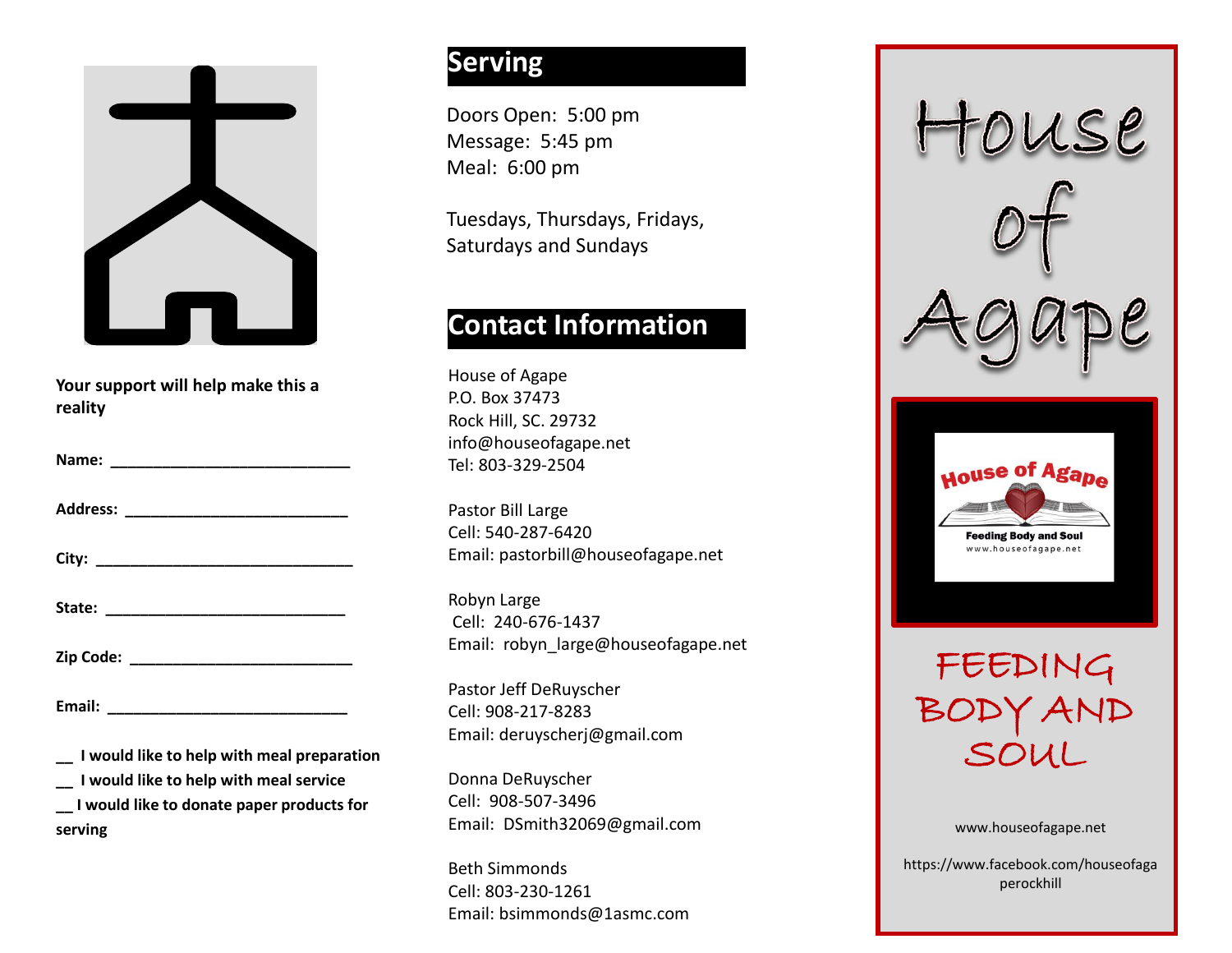**Your support will help make this a reality**

**Name:** ___________________________

**Address:** _________________________

**City:** _____________________________

**State:** ___________________________

**Zip Code:** _________________________

**Email:** ___________________________

**__ I would like to help with meal preparation**
**__ I would like to help with meal service**
**__ I would like to donate paper products for serving**

## Serving

Doors Open: 5:00 pm
Message: 5:45 pm
Meal: 6:00 pm

Tuesdays, Thursdays, Fridays, Saturdays and Sundays

## Contact Information

House of Agape
P.O. Box 37473
Rock Hill, SC. 29732
info@houseofagape.net
Tel: 803-329-2504

Pastor Bill Large
Cell: 540-287-6420
Email: pastorbill@houseofagape.net

Robyn Large
Cell: 240-676-1437
Email: robyn_large@houseofagape.net

Pastor Jeff DeRuyscher
Cell: 908-217-8283
Email: deruyscherj@gmail.com

Donna DeRuyscher
Cell: 908-507-3496
Email: DSmith32069@gmail.com

Beth Simmonds
Cell: 803-230-1261
Email: bsimmonds@1asmc.com

# House of Agape

House of Agape
Feeding Body and Soul
www.houseofagape.net

## FEEDING BODY AND SOUL

www.houseofagape.net

https://www.facebook.com/houseofagaperockhill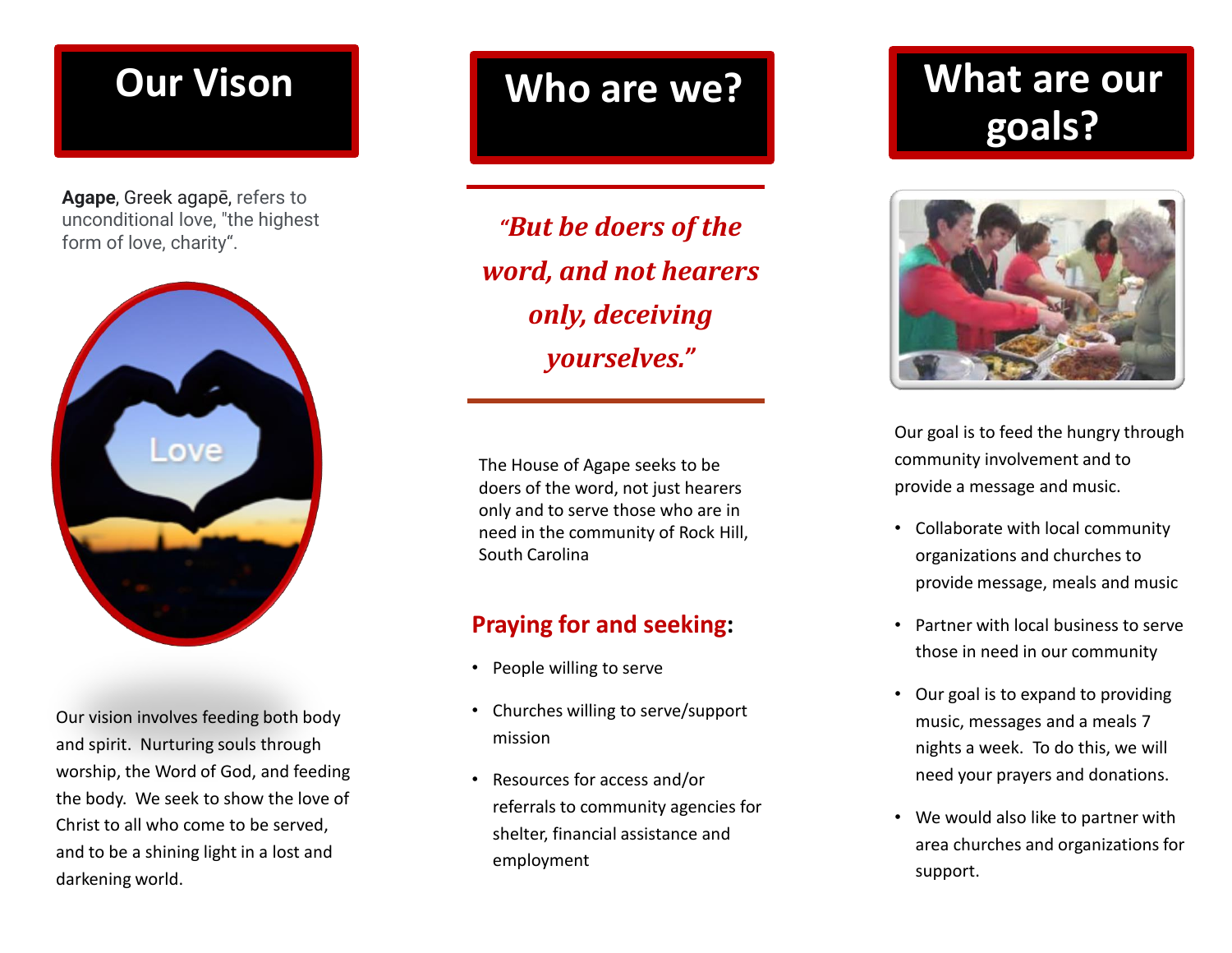# Our Vison

**Agape**, Greek agapē, refers to unconditional love, "the highest form of love, charity".

Our vision involves feeding both body and spirit. Nurturing souls through worship, the Word of God, and feeding the body. We seek to show the love of Christ to all who come to be served, and to be a shining light in a lost and darkening world.

# Who are we?

*"But be doers of the word, and not hearers only, deceiving yourselves."*

The House of Agape seeks to be doers of the word, not just hearers only and to serve those who are in need in the community of Rock Hill, South Carolina

## Praying for and seeking:

- People willing to serve
- Churches willing to serve/support mission
- Resources for access and/or referrals to community agencies for shelter, financial assistance and employment

# What are our goals?

Our goal is to feed the hungry through community involvement and to provide a message and music.

- Collaborate with local community organizations and churches to provide message, meals and music
- Partner with local business to serve those in need in our community
- Our goal is to expand to providing music, messages and a meals 7 nights a week. To do this, we will need your prayers and donations.
- We would also like to partner with area churches and organizations for support.